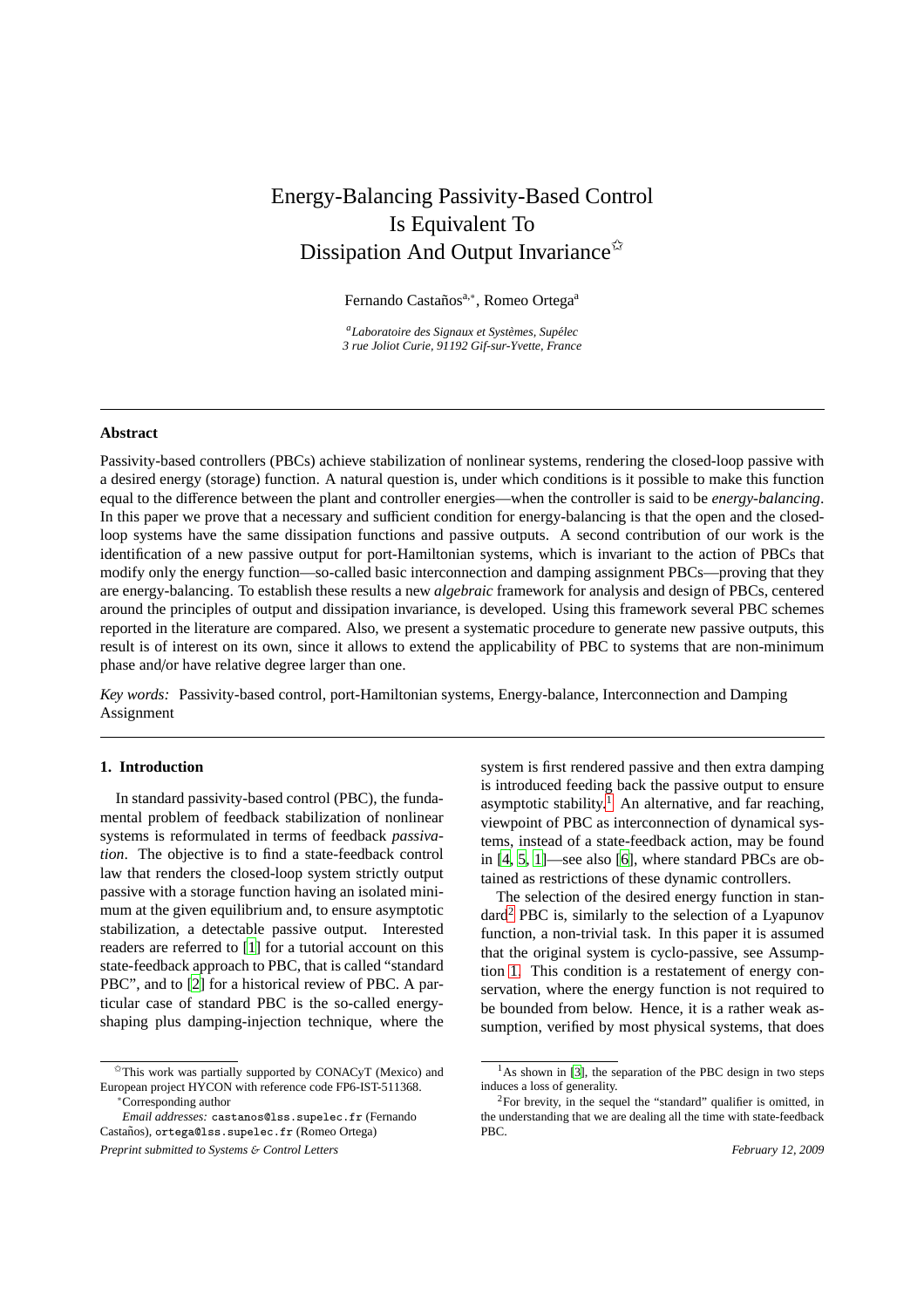# Energy-Balancing Passivity-Based Control Is Equivalent To Dissipation And Output Invariance[☆]

Fernando Castaños[a,*], Romeo Ortega[a]

[a] *Laboratoire des Signaux et Systèmes, Supélec*
*3 rue Joliot Curie, 91192 Gif-sur-Yvette, France*

---

### Abstract

Passivity-based controllers (PBCs) achieve stabilization of nonlinear systems, rendering the closed-loop passive with a desired energy (storage) function. A natural question is, under which conditions is it possible to make this function equal to the difference between the plant and controller energies—when the controller is said to be *energy-balancing*. In this paper we prove that a necessary and sufficient condition for energy-balancing is that the open and the closed-loop systems have the same dissipation functions and passive outputs. A second contribution of our work is the identification of a new passive output for port-Hamiltonian systems, which is invariant to the action of PBCs that modify only the energy function—so-called basic interconnection and damping assignment PBCs—proving that they are energy-balancing. To establish these results a new *algebraic* framework for analysis and design of PBCs, centered around the principles of output and dissipation invariance, is developed. Using this framework several PBC schemes reported in the literature are compared. Also, we present a systematic procedure to generate new passive outputs, this result is of interest on its own, since it allows to extend the applicability of PBC to systems that are non-minimum phase and/or have relative degree larger than one.

*Key words:* Passivity-based control, port-Hamiltonian systems, Energy-balance, Interconnection and Damping Assignment

---

## 1. Introduction

In standard passivity-based control (PBC), the fundamental problem of feedback stabilization of nonlinear systems is reformulated in terms of feedback *passivation*. The objective is to find a state-feedback control law that renders the closed-loop system strictly output passive with a storage function having an isolated minimum at the given equilibrium and, to ensure asymptotic stabilization, a detectable passive output. Interested readers are referred to [1] for a tutorial account on this state-feedback approach to PBC, that is called "standard PBC", and to [2] for a historical review of PBC. A particular case of standard PBC is the so-called energy-shaping plus damping-injection technique, where the system is first rendered passive and then extra damping is introduced feeding back the passive output to ensure asymptotic stability.[1] An alternative, and far reaching, viewpoint of PBC as interconnection of dynamical systems, instead of a state-feedback action, may be found in [4, 5, 1]—see also [6], where standard PBCs are obtained as restrictions of these dynamic controllers.

The selection of the desired energy function in standard[2] PBC is, similarly to the selection of a Lyapunov function, a non-trivial task. In this paper it is assumed that the original system is cyclo-passive, see Assumption 1. This condition is a restatement of energy conservation, where the energy function is not required to be bounded from below. Hence, it is a rather weak assumption, verified by most physical systems, that does

---

[☆] This work was partially supported by CONACyT (Mexico) and European project HYCON with reference code FP6-IST-511368.

[*] Corresponding author

*Email addresses:* castanos@lss.supelec.fr (Fernando Castaños), ortega@lss.supelec.fr (Romeo Ortega)

[1] As shown in [3], the separation of the PBC design in two steps induces a loss of generality.

[2] For brevity, in the sequel the "standard" qualifier is omitted, in the understanding that we are dealing all the time with state-feedback PBC.

*Preprint submitted to Systems & Control Letters* — *February 12, 2009*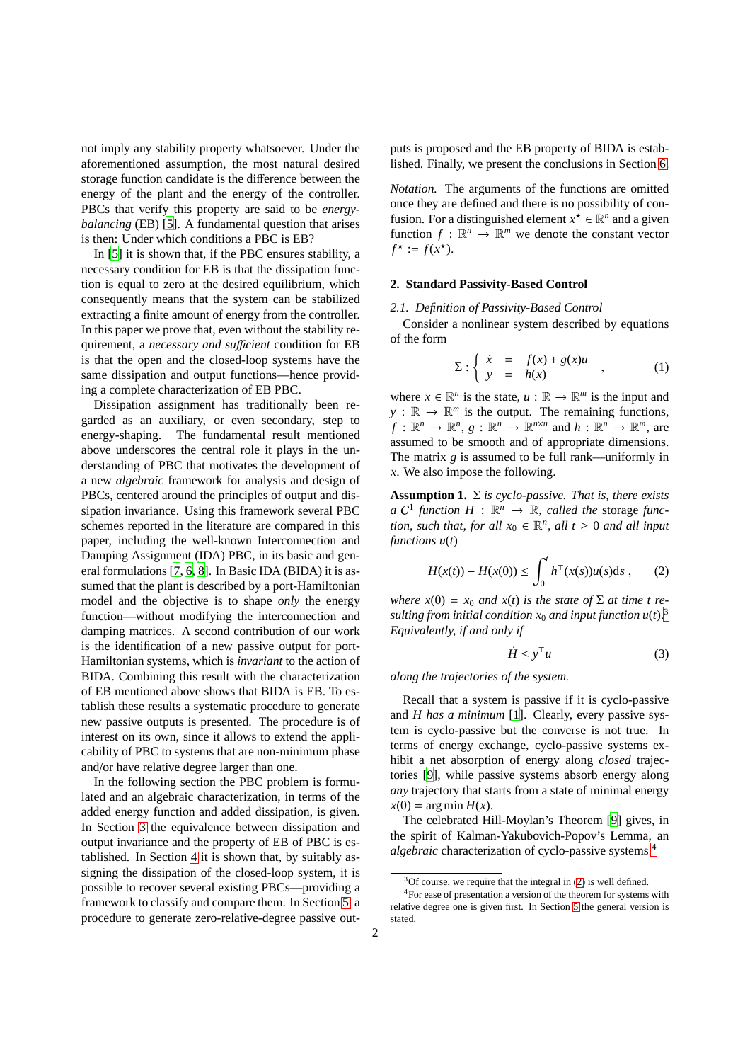not imply any stability property whatsoever. Under the aforementioned assumption, the most natural desired storage function candidate is the difference between the energy of the plant and the energy of the controller. PBCs that verify this property are said to be *energy-balancing* (EB) [5]. A fundamental question that arises is then: Under which conditions a PBC is EB?

In [5] it is shown that, if the PBC ensures stability, a necessary condition for EB is that the dissipation function is equal to zero at the desired equilibrium, which consequently means that the system can be stabilized extracting a finite amount of energy from the controller. In this paper we prove that, even without the stability requirement, a *necessary and sufficient* condition for EB is that the open and the closed-loop systems have the same dissipation and output functions—hence providing a complete characterization of EB PBC.

Dissipation assignment has traditionally been regarded as an auxiliary, or even secondary, step to energy-shaping. The fundamental result mentioned above underscores the central role it plays in the understanding of PBC that motivates the development of a new *algebraic* framework for analysis and design of PBCs, centered around the principles of output and dissipation invariance. Using this framework several PBC schemes reported in the literature are compared in this paper, including the well-known Interconnection and Damping Assignment (IDA) PBC, in its basic and general formulations [7, 6, 8]. In Basic IDA (BIDA) it is assumed that the plant is described by a port-Hamiltonian model and the objective is to shape *only* the energy function—without modifying the interconnection and damping matrices. A second contribution of our work is the identification of a new passive output for port-Hamiltonian systems, which is *invariant* to the action of BIDA. Combining this result with the characterization of EB mentioned above shows that BIDA is EB. To establish these results a systematic procedure to generate new passive outputs is presented. The procedure is of interest on its own, since it allows to extend the applicability of PBC to systems that are non-minimum phase and/or have relative degree larger than one.

In the following section the PBC problem is formulated and an algebraic characterization, in terms of the added energy function and added dissipation, is given. In Section 3 the equivalence between dissipation and output invariance and the property of EB of PBC is established. In Section 4 it is shown that, by suitably assigning the dissipation of the closed-loop system, it is possible to recover several existing PBCs—providing a framework to classify and compare them. In Section 5 a procedure to generate zero-relative-degree passive outputs is proposed and the EB property of BIDA is established. Finally, we present the conclusions in Section 6.

*Notation.* The arguments of the functions are omitted once they are defined and there is no possibility of confusion. For a distinguished element $x^\star \in \mathbb{R}^n$ and a given function $f : \mathbb{R}^n \to \mathbb{R}^m$ we denote the constant vector $f^\star := f(x^\star)$.

## 2. Standard Passivity-Based Control

### 2.1. Definition of Passivity-Based Control

Consider a nonlinear system described by equations of the form

$$\Sigma : \begin{cases} \dot{x} &= f(x) + g(x)u \\ y &= h(x) \end{cases}, \tag{1}$$

where $x \in \mathbb{R}^n$ is the state, $u : \mathbb{R} \to \mathbb{R}^m$ is the input and $y : \mathbb{R} \to \mathbb{R}^m$ is the output. The remaining functions, $f : \mathbb{R}^n \to \mathbb{R}^n$, $g : \mathbb{R}^n \to \mathbb{R}^{n\times n}$ and $h : \mathbb{R}^n \to \mathbb{R}^m$, are assumed to be smooth and of appropriate dimensions. The matrix $g$ is assumed to be full rank—uniformly in $x$. We also impose the following.

**Assumption 1.** *$\Sigma$ is cyclo-passive. That is, there exists a $C^1$ function $H : \mathbb{R}^n \to \mathbb{R}$, called the storage function, such that, for all $x_0 \in \mathbb{R}^n$, all $t \geq 0$ and all input functions $u(t)$*

$$H(x(t)) - H(x(0)) \leq \int_0^t h^\top(x(s))u(s)\mathrm{d}s\,, \tag{2}$$

*where $x(0) = x_0$ and $x(t)$ is the state of $\Sigma$ at time $t$ resulting from initial condition $x_0$ and input function $u(t)$.*[3] *Equivalently, if and only if*

$$\dot{H} \leq y^\top u \tag{3}$$

*along the trajectories of the system.*

Recall that a system is passive if it is cyclo-passive and $H$ *has a minimum* [1]. Clearly, every passive system is cyclo-passive but the converse is not true. In terms of energy exchange, cyclo-passive systems exhibit a net absorption of energy along *closed* trajectories [9], while passive systems absorb energy along *any* trajectory that starts from a state of minimal energy $x(0) = \arg\min H(x)$.

The celebrated Hill-Moylan's Theorem [9] gives, in the spirit of Kalman-Yakubovich-Popov's Lemma, an *algebraic* characterization of cyclo-passive systems.[4]

[3] Of course, we require that the integral in (2) is well defined.

[4] For ease of presentation a version of the theorem for systems with relative degree one is given first. In Section 5 the general version is stated.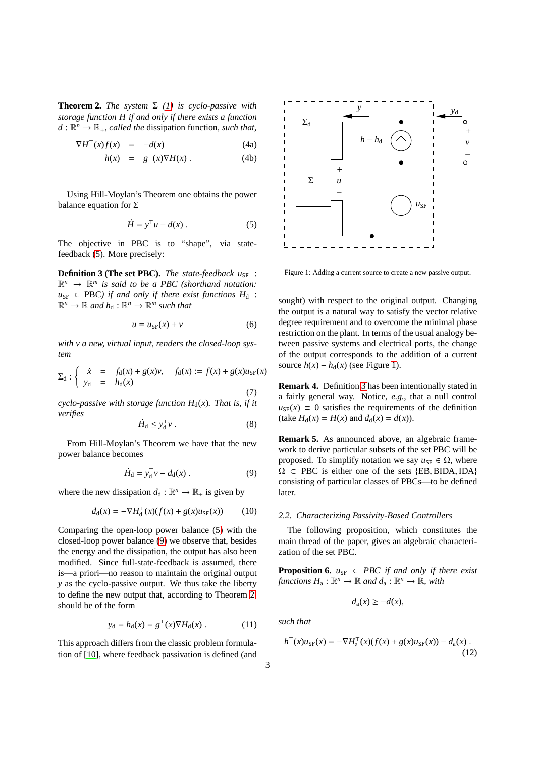**Theorem 2.** *The system* $\Sigma$ *(1) is cyclo-passive with storage function* $H$ *if and only if there exists a function* $d : \mathbb{R}^n \to \mathbb{R}_+$*, called the* dissipation function*, such that,*

$$\nabla H^\top(x) f(x) = -d(x) \tag{4a}$$

$$h(x) = g^\top(x)\nabla H(x) . \tag{4b}$$

Using Hill-Moylan's Theorem one obtains the power balance equation for $\Sigma$

$$\dot{H} = y^\top u - d(x) . \tag{5}$$

The objective in PBC is to "shape", via state-feedback (5). More precisely:

**Definition 3 (The set PBC).** *The state-feedback* $u_{\rm SF} : \mathbb{R}^n \to \mathbb{R}^m$ *is said to be a PBC (shorthand notation:* $u_{\rm SF} \in$ PBC*) if and only if there exist functions* $H_{\rm d} : \mathbb{R}^n \to \mathbb{R}$ *and* $h_{\rm d} : \mathbb{R}^n \to \mathbb{R}^m$ *such that*

$$u = u_{\rm SF}(x) + v \tag{6}$$

*with* $v$ *a new, virtual input, renders the closed-loop system*

$$\Sigma_{\rm d} : \begin{cases} \dot{x} &= f_{\rm d}(x) + g(x)v, \quad f_{\rm d}(x) := f(x) + g(x)u_{\rm SF}(x) \\ y_{\rm d} &= h_{\rm d}(x) \end{cases} \tag{7}$$

*cyclo-passive with storage function* $H_{\rm d}(x)$*. That is, if it verifies*

$$\dot{H}_{\rm d} \leq y_{\rm d}^\top v . \tag{8}$$

From Hill-Moylan's Theorem we have that the new power balance becomes

$$\dot{H}_{\rm d} = y_{\rm d}^\top v - d_{\rm d}(x) . \tag{9}$$

where the new dissipation $d_{\rm d} : \mathbb{R}^n \to \mathbb{R}_+$ is given by

$$d_{\rm d}(x) = -\nabla H_{\rm d}^\top(x)(f(x) + g(x)u_{\rm SF}(x)) \tag{10}$$

Comparing the open-loop power balance (5) with the closed-loop power balance (9) we observe that, besides the energy and the dissipation, the output has also been modified. Since full-state-feedback is assumed, there is—a priori—no reason to maintain the original output $y$ as the cyclo-passive output. We thus take the liberty to define the new output that, according to Theorem 2, should be of the form

$$y_{\rm d} = h_{\rm d}(x) = g^\top(x)\nabla H_{\rm d}(x) . \tag{11}$$

This approach differs from the classic problem formulation of [10], where feedback passivation is defined (and sought) with respect to the original output. Changing the output is a natural way to satisfy the vector relative degree requirement and to overcome the minimal phase restriction on the plant. In terms of the usual analogy between passive systems and electrical ports, the change of the output corresponds to the addition of a current source $h(x) - h_{\rm d}(x)$ (see Figure 1).

Figure 1: Adding a current source to create a new passive output.

**Remark 4.** Definition 3 has been intentionally stated in a fairly general way. Notice, *e.g.*, that a null control $u_{\rm SF}(x) \equiv 0$ satisfies the requirements of the definition (take $H_{\rm d}(x) = H(x)$ and $d_{\rm d}(x) = d(x)$).

**Remark 5.** As announced above, an algebraic framework to derive particular subsets of the set PBC will be proposed. To simplify notation we say $u_{\rm SF} \in \Omega$, where $\Omega \subset$ PBC is either one of the sets $\{$EB, BIDA, IDA$\}$ consisting of particular classes of PBCs—to be defined later.

### *2.2. Characterizing Passivity-Based Controllers*

The following proposition, which constitutes the main thread of the paper, gives an algebraic characterization of the set PBC.

**Proposition 6.** $u_{\rm SF} \in$ *PBC if and only if there exist functions* $H_{\rm a} : \mathbb{R}^n \to \mathbb{R}$ *and* $d_{\rm a} : \mathbb{R}^n \to \mathbb{R}$*, with*

$$d_{\rm a}(x) \geq -d(x),$$

*such that*

$$h^\top(x)u_{\rm SF}(x) = -\nabla H_{\rm a}^\top(x)(f(x) + g(x)u_{\rm SF}(x)) - d_{\rm a}(x) . \tag{12}$$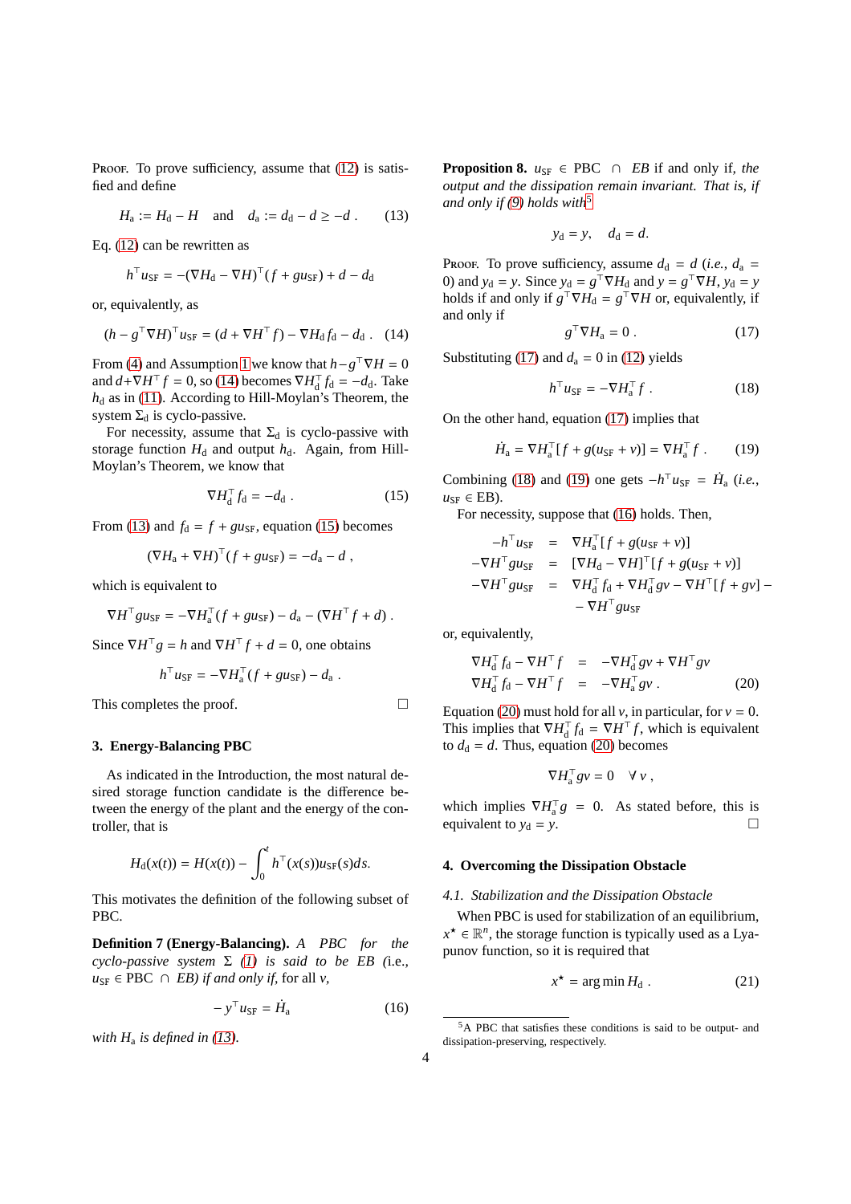Proof. To prove sufficiency, assume that (12) is satisfied and define

$$H_a := H_d - H \quad \text{and} \quad d_a := d_d - d \geq -d \ . \tag{13}$$

Eq. (12) can be rewritten as

$$h^\top u_{SF} = -(\nabla H_d - \nabla H)^\top (f + g u_{SF}) + d - d_d$$

or, equivalently, as

$$(h - g^\top \nabla H)^\top u_{SF} = (d + \nabla H^\top f) - \nabla H_d f_d - d_d \ . \tag{14}$$

From (4) and Assumption 1 we know that $h - g^\top \nabla H = 0$ and $d + \nabla H^\top f = 0$, so (14) becomes $\nabla H_d^\top f_d = -d_d$. Take $h_d$ as in (11). According to Hill-Moylan's Theorem, the system $\Sigma_d$ is cyclo-passive.

For necessity, assume that $\Sigma_d$ is cyclo-passive with storage function $H_d$ and output $h_d$. Again, from Hill-Moylan's Theorem, we know that

$$\nabla H_d^\top f_d = -d_d \ . \tag{15}$$

From (13) and $f_d = f + g u_{SF}$, equation (15) becomes

$$(\nabla H_a + \nabla H)^\top (f + g u_{SF}) = -d_a - d \ ,$$

which is equivalent to

$$\nabla H^\top g u_{SF} = -\nabla H_a^\top (f + g u_{SF}) - d_a - (\nabla H^\top f + d) \ .$$

Since $\nabla H^\top g = h$ and $\nabla H^\top f + d = 0$, one obtains

$$h^\top u_{SF} = -\nabla H_a^\top (f + g u_{SF}) - d_a \ .$$

This completes the proof. □

### 3. Energy-Balancing PBC

As indicated in the Introduction, the most natural desired storage function candidate is the difference between the energy of the plant and the energy of the controller, that is

$$H_d(x(t)) = H(x(t)) - \int_0^t h^\top(x(s)) u_{SF}(s) ds.$$

This motivates the definition of the following subset of PBC.

**Definition 7 (Energy-Balancing).** *A PBC for the cyclo-passive system* $\Sigma$ *(1) is said to be EB (*i.e., $u_{SF} \in$ PBC $\cap$ *EB) if and only if,* for all $v$,

$$-y^\top u_{SF} = \dot{H}_a \tag{16}$$

*with* $H_a$ *is defined in (13).*

**Proposition 8.** $u_{SF} \in$ PBC $\cap$ *EB* if and only if, *the output and the dissipation remain invariant. That is, if and only if (9) holds with*[5]

$$y_d = y, \quad d_d = d.$$

Proof. To prove sufficiency, assume $d_d = d$ (*i.e.*, $d_a = 0$) and $y_d = y$. Since $y_d = g^\top \nabla H_d$ and $y = g^\top \nabla H$, $y_d = y$ holds if and only if $g^\top \nabla H_d = g^\top \nabla H$ or, equivalently, if and only if

$$g^\top \nabla H_a = 0 \ . \tag{17}$$

Substituting (17) and $d_a = 0$ in (12) yields

$$h^\top u_{SF} = -\nabla H_a^\top f \ . \tag{18}$$

On the other hand, equation (17) implies that

$$\dot{H}_a = \nabla H_a^\top [f + g(u_{SF} + v)] = \nabla H_a^\top f \ . \tag{19}$$

Combining (18) and (19) one gets $-h^\top u_{SF} = \dot{H}_a$ (*i.e.*, $u_{SF} \in$ EB).

For necessity, suppose that (16) holds. Then,

$$\begin{aligned}
-h^\top u_{SF} &= \nabla H_a^\top [f + g(u_{SF} + v)] \\
-\nabla H^\top g u_{SF} &= [\nabla H_d - \nabla H]^\top [f + g(u_{SF} + v)] \\
-\nabla H^\top g u_{SF} &= \nabla H_d^\top f_d + \nabla H_d^\top g v - \nabla H^\top [f + g v] - \\
&\quad - \nabla H^\top g u_{SF}
\end{aligned}$$

or, equivalently,

$$\begin{aligned}
\nabla H_d^\top f_d - \nabla H^\top f &= -\nabla H_d^\top g v + \nabla H^\top g v \\
\nabla H_d^\top f_d - \nabla H^\top f &= -\nabla H_a^\top g v \ .
\end{aligned} \tag{20}$$

Equation (20) must hold for all $v$, in particular, for $v = 0$. This implies that $\nabla H_d^\top f_d = \nabla H^\top f$, which is equivalent to $d_d = d$. Thus, equation (20) becomes

$$\nabla H_a^\top g v = 0 \quad \forall \, v \ ,$$

which implies $\nabla H_a^\top g = 0$. As stated before, this is equivalent to $y_d = y$. □

### 4. Overcoming the Dissipation Obstacle

#### 4.1. Stabilization and the Dissipation Obstacle

When PBC is used for stabilization of an equilibrium, $x^\star \in \mathbb{R}^n$, the storage function is typically used as a Lyapunov function, so it is required that

$$x^\star = \arg\min H_d \ . \tag{21}$$

[5] A PBC that satisfies these conditions is said to be output- and dissipation-preserving, respectively.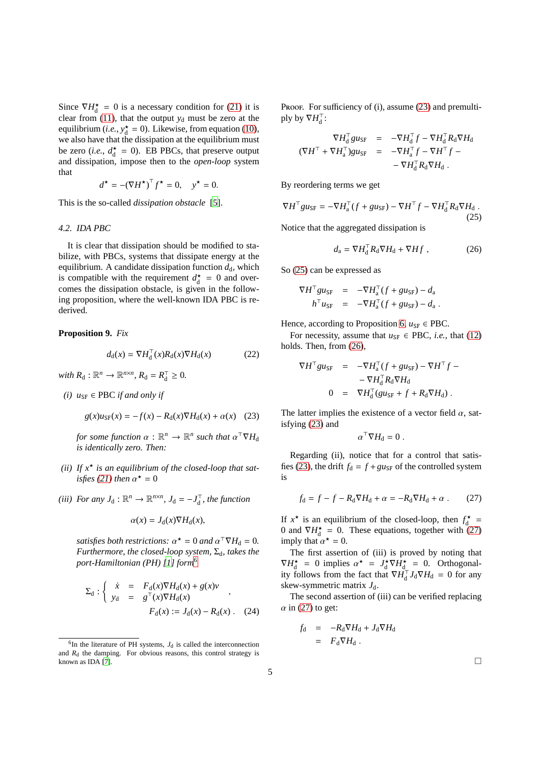Since $\nabla H_\mathrm{d}^\star = 0$ is a necessary condition for (21) it is clear from (11), that the output $y_\mathrm{d}$ must be zero at the equilibrium (*i.e.*, $y_\mathrm{d}^\star = 0$). Likewise, from equation (10), we also have that the dissipation at the equilibrium must be zero (*i.e.*, $d_\mathrm{d}^\star = 0$). EB PBCs, that preserve output and dissipation, impose then to the *open-loop* system that

$$d^\star = -(\nabla H^\star)^\top f^\star = 0, \quad y^\star = 0.$$

This is the so-called *dissipation obstacle* [5].

### 4.2. IDA PBC

It is clear that dissipation should be modified to stabilize, with PBCs, systems that dissipate energy at the equilibrium. A candidate dissipation function $d_\mathrm{d}$, which is compatible with the requirement $d_\mathrm{d}^\star = 0$ and overcomes the dissipation obstacle, is given in the following proposition, where the well-known IDA PBC is rederived.

**Proposition 9.** *Fix*

$$d_\mathrm{d}(x) = \nabla H_\mathrm{d}^\top(x) R_\mathrm{d}(x) \nabla H_\mathrm{d}(x) \tag{22}$$

*with* $R_\mathrm{d} : \mathbb{R}^n \to \mathbb{R}^{n\times n}$, $R_\mathrm{d} = R_\mathrm{d}^\top \geq 0$.

*(i)* $u_\mathrm{SF} \in$ PBC *if and only if*

$$g(x)u_\mathrm{SF}(x) = -f(x) - R_\mathrm{d}(x)\nabla H_\mathrm{d}(x) + \alpha(x) \tag{23}$$

*for some function* $\alpha : \mathbb{R}^n \to \mathbb{R}^n$ *such that* $\alpha^\top \nabla H_\mathrm{d}$ *is identically zero. Then:*

*(ii) If* $x^\star$ *is an equilibrium of the closed-loop that satisfies (21) then* $\alpha^\star = 0$

*(iii) For any* $J_\mathrm{d} : \mathbb{R}^n \to \mathbb{R}^{n\times n}$, $J_\mathrm{d} = -J_\mathrm{d}^\top$, *the function*

$$\alpha(x) = J_\mathrm{d}(x)\nabla H_\mathrm{d}(x),$$

*satisfies both restrictions:* $\alpha^\star = 0$ *and* $\alpha^\top \nabla H_\mathrm{d} = 0$. *Furthermore, the closed-loop system,* $\Sigma_\mathrm{d}$*, takes the port-Hamiltonian (PH) [1] form*[6]

$$\Sigma_\mathrm{d} : \begin{cases} \dot{x} &= F_\mathrm{d}(x)\nabla H_\mathrm{d}(x) + g(x)v \\ y_\mathrm{d} &= g^\top(x)\nabla H_\mathrm{d}(x) \end{cases},$$

$$F_\mathrm{d}(x) := J_\mathrm{d}(x) - R_\mathrm{d}(x) . \tag{24}$$

[6] In the literature of PH systems, $J_\mathrm{d}$ is called the interconnection and $R_\mathrm{d}$ the damping. For obvious reasons, this control strategy is known as IDA [7].

Proof. For sufficiency of (i), assume (23) and premultiply by $\nabla H_\mathrm{d}^\top$:

$$\begin{aligned} \nabla H_\mathrm{d}^\top g u_\mathrm{SF} &= -\nabla H_\mathrm{d}^\top f - \nabla H_\mathrm{d}^\top R_\mathrm{d} \nabla H_\mathrm{d} \\ (\nabla H^\top + \nabla H_\mathrm{a}^\top) g u_\mathrm{SF} &= -\nabla H_\mathrm{a}^\top f - \nabla H^\top f - \\ &\quad - \nabla H_\mathrm{d}^\top R_\mathrm{d} \nabla H_\mathrm{d} . \end{aligned}$$

By reordering terms we get

$$\nabla H^\top g u_\mathrm{SF} = -\nabla H_\mathrm{a}^\top (f + g u_\mathrm{SF}) - \nabla H^\top f - \nabla H_\mathrm{d}^\top R_\mathrm{d} \nabla H_\mathrm{d} . \tag{25}$$

Notice that the aggregated dissipation is

$$d_\mathrm{a} = \nabla H_\mathrm{d}^\top R_\mathrm{d} \nabla H_\mathrm{d} + \nabla H f , \tag{26}$$

So (25) can be expressed as

$$\begin{aligned} \nabla H^\top g u_\mathrm{SF} &= -\nabla H_\mathrm{a}^\top (f + g u_\mathrm{SF}) - d_\mathrm{a} \\ h^\top u_\mathrm{SF} &= -\nabla H_\mathrm{a}^\top (f + g u_\mathrm{SF}) - d_\mathrm{a} . \end{aligned}$$

Hence, according to Proposition 6, $u_\mathrm{SF} \in$ PBC.

For necessity, assume that $u_\mathrm{SF} \in$ PBC, *i.e.*, that (12) holds. Then, from (26),

$$\begin{aligned} \nabla H^\top g u_\mathrm{SF} &= -\nabla H_\mathrm{a}^\top (f + g u_\mathrm{SF}) - \nabla H^\top f - \\ &\quad - \nabla H_\mathrm{d}^\top R_\mathrm{d} \nabla H_\mathrm{d} \\ 0 &= \nabla H_\mathrm{d}^\top (g u_\mathrm{SF} + f + R_\mathrm{d} \nabla H_\mathrm{d}) . \end{aligned}$$

The latter implies the existence of a vector field $\alpha$, satisfying (23) and

$$\alpha^\top \nabla H_\mathrm{d} = 0 .$$

Regarding (ii), notice that for a control that satisfies (23), the drift $f_\mathrm{d} = f + g u_\mathrm{SF}$ of the controlled system is

$$f_\mathrm{d} = f - f - R_\mathrm{d} \nabla H_\mathrm{d} + \alpha = -R_\mathrm{d} \nabla H_\mathrm{d} + \alpha . \tag{27}$$

If $x^\star$ is an equilibrium of the closed-loop, then $f_\mathrm{d}^\star = 0$ and $\nabla H_\mathrm{d}^\star = 0$. These equations, together with (27) imply that $\alpha^\star = 0$.

The first assertion of (iii) is proved by noting that $\nabla H_\mathrm{d}^\star = 0$ implies $\alpha^\star = J_\mathrm{d}^\star \nabla H_\mathrm{d}^\star = 0$. Orthogonality follows from the fact that $\nabla H_\mathrm{d}^\top J_\mathrm{d} \nabla H_\mathrm{d} = 0$ for any skew-symmetric matrix $J_\mathrm{d}$.

The second assertion of (iii) can be verified replacing $\alpha$ in (27) to get:

$$\begin{aligned} f_\mathrm{d} &= -R_\mathrm{d} \nabla H_\mathrm{d} + J_\mathrm{d} \nabla H_\mathrm{d} \\ &= F_\mathrm{d} \nabla H_\mathrm{d} . \end{aligned}$$

□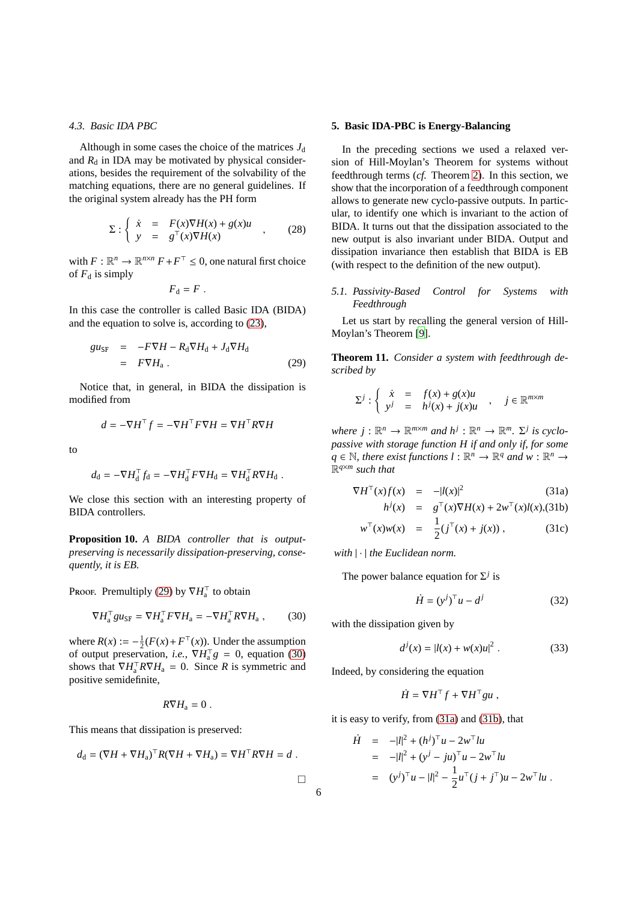### 4.3. Basic IDA PBC

Although in some cases the choice of the matrices $J_\mathrm{d}$ and $R_\mathrm{d}$ in IDA may be motivated by physical considerations, besides the requirement of the solvability of the matching equations, there are no general guidelines. If the original system already has the PH form

$$\Sigma : \left\{ \begin{array}{rcl} \dot{x} & = & F(x)\nabla H(x) + g(x)u \\ y & = & g^\top(x)\nabla H(x) \end{array} \right. , \tag{28}$$

with $F : \mathbb{R}^n \to \mathbb{R}^{n\times n}$ $F + F^\top \leq 0$, one natural first choice of $F_\mathrm{d}$ is simply

$$F_\mathrm{d} = F \ .$$

In this case the controller is called Basic IDA (BIDA) and the equation to solve is, according to (23),

$$\begin{aligned} gu_\mathrm{SF} &= -F\nabla H - R_\mathrm{d}\nabla H_\mathrm{d} + J_\mathrm{d}\nabla H_\mathrm{d} \\ &= F\nabla H_\mathrm{a} \ . \end{aligned} \tag{29}$$

Notice that, in general, in BIDA the dissipation is modified from

$$d = -\nabla H^\top f = -\nabla H^\top F \nabla H = \nabla H^\top R \nabla H$$

to

$$d_\mathrm{d} = -\nabla H_\mathrm{d}^\top f_\mathrm{d} = -\nabla H_\mathrm{d}^\top F \nabla H_\mathrm{d} = \nabla H_\mathrm{d}^\top R \nabla H_\mathrm{d} \ .$$

We close this section with an interesting property of BIDA controllers.

**Proposition 10.** *A BIDA controller that is output-preserving is necessarily dissipation-preserving, consequently, it is EB.*

Proof. Premultiply (29) by $\nabla H_\mathrm{a}^\top$ to obtain

$$\nabla H_\mathrm{a}^\top g u_\mathrm{SF} = \nabla H_\mathrm{a}^\top F \nabla H_\mathrm{a} = -\nabla H_\mathrm{a}^\top R \nabla H_\mathrm{a} \ , \tag{30}$$

where $R(x) := -\frac{1}{2}(F(x) + F^\top(x))$. Under the assumption of output preservation, *i.e.*, $\nabla H_\mathrm{a}^\top g = 0$, equation (30) shows that $\nabla H_\mathrm{a}^\top R \nabla H_\mathrm{a} = 0$. Since $R$ is symmetric and positive semidefinite,

$$R\nabla H_\mathrm{a} = 0 \ .$$

This means that dissipation is preserved:

$$d_\mathrm{d} = (\nabla H + \nabla H_\mathrm{a})^\top R (\nabla H + \nabla H_\mathrm{a}) = \nabla H^\top R \nabla H = d \ .$$

□

## 5. Basic IDA-PBC is Energy-Balancing

In the preceding sections we used a relaxed version of Hill-Moylan's Theorem for systems without feedthrough terms (*cf.* Theorem 2). In this section, we show that the incorporation of a feedthrough component allows to generate new cyclo-passive outputs. In particular, to identify one which is invariant to the action of BIDA. It turns out that the dissipation associated to the new output is also invariant under BIDA. Output and dissipation invariance then establish that BIDA is EB (with respect to the definition of the new output).

### 5.1. Passivity-Based Control for Systems with Feedthrough

Let us start by recalling the general version of Hill-Moylan's Theorem [9].

**Theorem 11.** *Consider a system with feedthrough described by*

$$\Sigma^j : \left\{ \begin{array}{rcl} \dot{x} & = & f(x) + g(x)u \\ y^j & = & h^j(x) + j(x)u \end{array} \right. , \quad j \in \mathbb{R}^{m\times m}$$

*where $j : \mathbb{R}^n \to \mathbb{R}^{m\times m}$ and $h^j : \mathbb{R}^n \to \mathbb{R}^m$. $\Sigma^j$ is cyclo-passive with storage function $H$ if and only if, for some $q \in \mathbb{N}$, there exist functions $l : \mathbb{R}^n \to \mathbb{R}^q$ and $w : \mathbb{R}^n \to \mathbb{R}^{q\times m}$ such that*

$$\nabla H^\top(x) f(x) = -|l(x)|^2 \tag{31a}$$

$$h^j(x) = g^\top(x)\nabla H(x) + 2w^\top(x) l(x), \tag{31b}$$

$$w^\top(x) w(x) = \frac{1}{2}(j^\top(x) + j(x)) \ , \tag{31c}$$

*with $|\cdot|$ the Euclidean norm.*

The power balance equation for $\Sigma^j$ is

$$\dot{H} = (y^j)^\top u - d^j \tag{32}$$

with the dissipation given by

$$d^j(x) = |l(x) + w(x)u|^2 \ . \tag{33}$$

Indeed, by considering the equation

$$\dot{H} = \nabla H^\top f + \nabla H^\top g u \ ,$$

it is easy to verify, from (31a) and (31b), that

$$\begin{aligned} \dot{H} &= -|l|^2 + (h^j)^\top u - 2w^\top l u \\ &= -|l|^2 + (y^j - ju)^\top u - 2w^\top l u \\ &= (y^j)^\top u - |l|^2 - \frac{1}{2} u^\top (j + j^\top) u - 2w^\top l u \ . \end{aligned}$$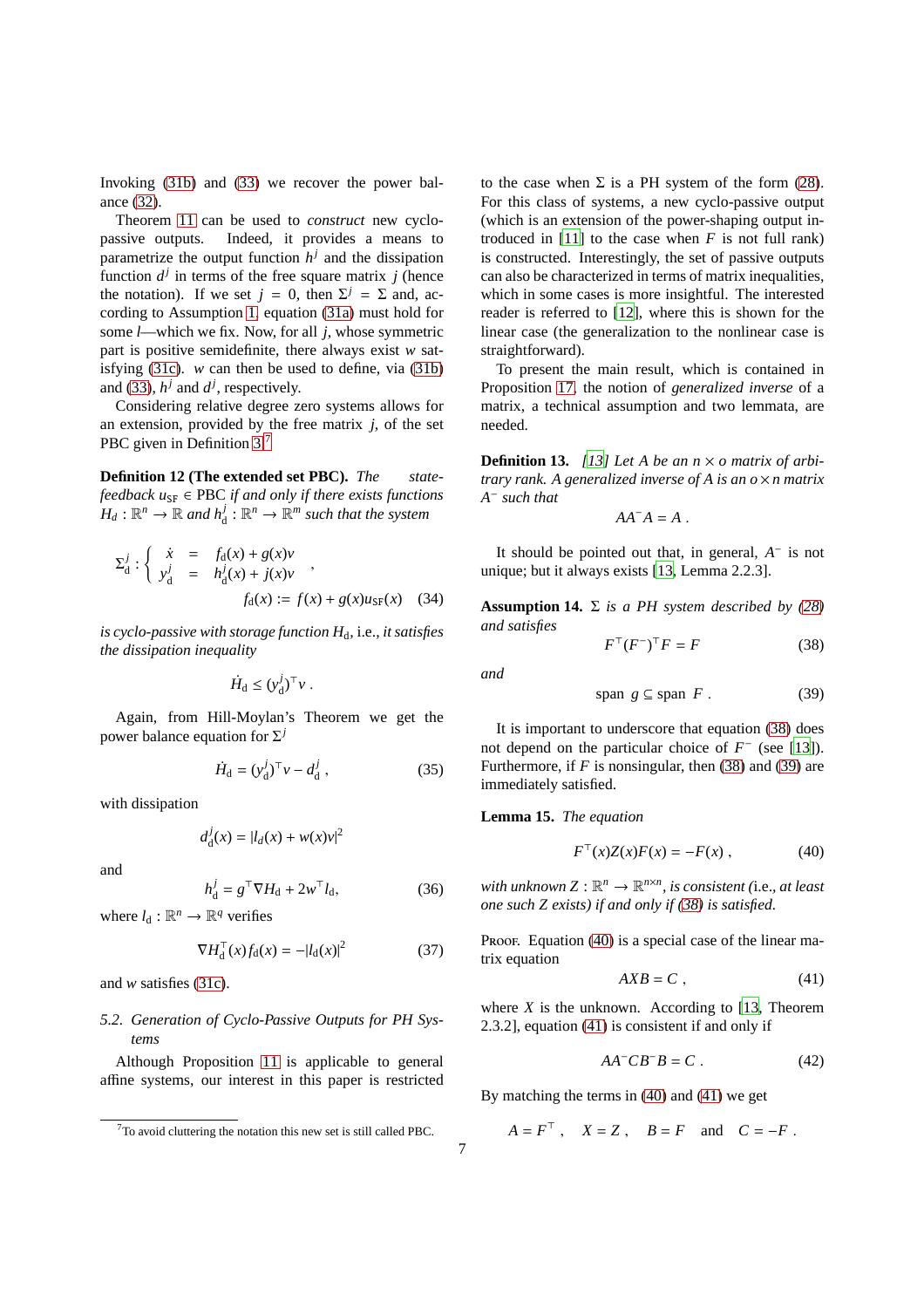Invoking (31b) and (33) we recover the power balance (32).

Theorem 11 can be used to *construct* new cyclo-passive outputs. Indeed, it provides a means to parametrize the output function $h^j$ and the dissipation function $d^j$ in terms of the free square matrix $j$ (hence the notation). If we set $j = 0$, then $\Sigma^j = \Sigma$ and, according to Assumption 1 equation (31a) must hold for some $l$—which we fix. Now, for all $j$, whose symmetric part is positive semidefinite, there always exist $w$ satisfying (31c). $w$ can then be used to define, via (31b) and (33), $h^j$ and $d^j$, respectively.

Considering relative degree zero systems allows for an extension, provided by the free matrix $j$, of the set PBC given in Definition 3.[7]

**Definition 12 (The extended set PBC).** *The state-feedback $u_{\rm SF} \in$ PBC if and only if there exists functions $H_d : \mathbb{R}^n \to \mathbb{R}$ and $h^j_{\rm d} : \mathbb{R}^n \to \mathbb{R}^m$ such that the system*

$$
\Sigma^j_{\rm d} : \left\{ \begin{array}{rcl} \dot{x} & = & f_{\rm d}(x) + g(x)v \\ y^j_{\rm d} & = & h^j_{\rm d}(x) + j(x)v \end{array} \right. ,
$$
$$
f_{\rm d}(x) := f(x) + g(x)u_{\rm SF}(x) \quad (34)
$$

*is cyclo-passive with storage function $H_{\rm d}$, i.e., it satisfies the dissipation inequality*

$$
\dot{H}_{\rm d} \leq (y^j_{\rm d})^\top v \ .
$$

Again, from Hill-Moylan's Theorem we get the power balance equation for $\Sigma^j$

$$
\dot{H}_{\rm d} = (y^j_{\rm d})^\top v - d^j_{\rm d} \ , \quad (35)
$$

with dissipation

$$
d^j_{\rm d}(x) = |l_d(x) + w(x)v|^2
$$

and

$$
h^j_{\rm d} = g^\top \nabla H_{\rm d} + 2 w^\top l_{\rm d}, \quad (36)
$$

where $l_{\rm d} : \mathbb{R}^n \to \mathbb{R}^q$ verifies

$$
\nabla H^\top_{\rm d}(x) f_{\rm d}(x) = -|l_{\rm d}(x)|^2 \quad (37)
$$

and $w$ satisfies (31c).

### 5.2. Generation of Cyclo-Passive Outputs for PH Systems

Although Proposition 11 is applicable to general affine systems, our interest in this paper is restricted to the case when $\Sigma$ is a PH system of the form (28). For this class of systems, a new cyclo-passive output (which is an extension of the power-shaping output introduced in [11] to the case when $F$ is not full rank) is constructed. Interestingly, the set of passive outputs can also be characterized in terms of matrix inequalities, which in some cases is more insightful. The interested reader is referred to [12], where this is shown for the linear case (the generalization to the nonlinear case is straightforward).

To present the main result, which is contained in Proposition 17, the notion of *generalized inverse* of a matrix, a technical assumption and two lemmata, are needed.

**Definition 13.** *[13] Let $A$ be an $n \times o$ matrix of arbitrary rank. A generalized inverse of $A$ is an $o \times n$ matrix $A^-$ such that*

$$
AA^- A = A \ .
$$

It should be pointed out that, in general, $A^-$ is not unique; but it always exists [13, Lemma 2.2.3].

**Assumption 14.** *$\Sigma$ is a PH system described by (28) and satisfies*

$$
F^\top (F^-)^\top F = F \quad (38)
$$

*and*

$$
\text{span } g \subseteq \text{span } F \ . \quad (39)
$$

It is important to underscore that equation (38) does not depend on the particular choice of $F^-$ (see [13]). Furthermore, if $F$ is nonsingular, then (38) and (39) are immediately satisfied.

**Lemma 15.** *The equation*

$$
F^\top(x)Z(x)F(x) = -F(x) \ , \quad (40)
$$

*with unknown $Z : \mathbb{R}^n \to \mathbb{R}^{n \times n}$, is consistent (i.e., at least one such $Z$ exists) if and only if (38) is satisfied.*

Proof. Equation (40) is a special case of the linear matrix equation

$$
AXB = C \ , \quad (41)
$$

where $X$ is the unknown. According to [13, Theorem 2.3.2], equation (41) is consistent if and only if

$$
AA^- CB^- B = C \ . \quad (42)
$$

By matching the terms in (40) and (41) we get

$$
A = F^\top \ , \quad X = Z \ , \quad B = F \quad \text{and} \quad C = -F \ .
$$

[7] To avoid cluttering the notation this new set is still called PBC.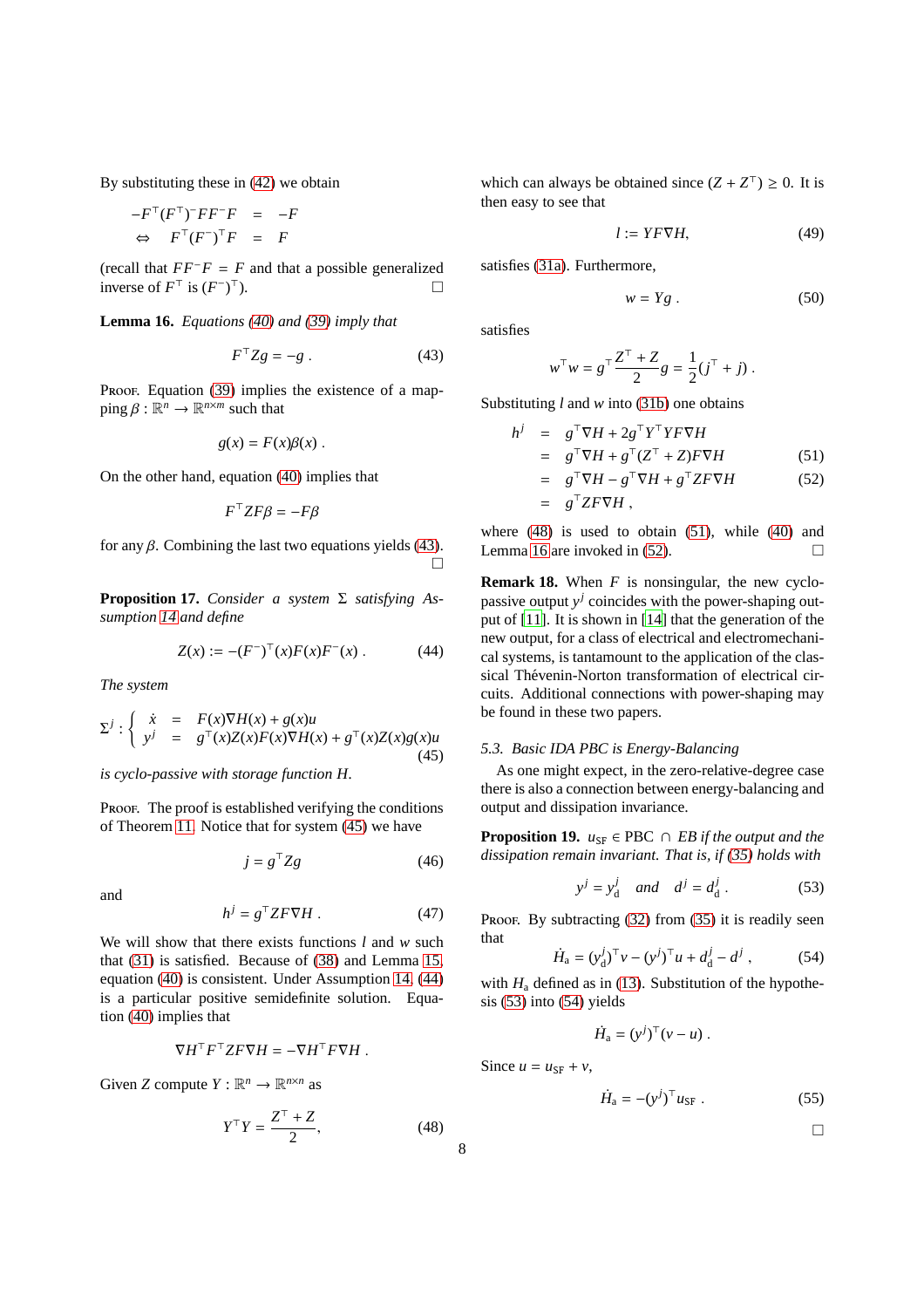By substituting these in (42) we obtain

$$
\begin{aligned}
-F^\top (F^\top)^- F F^- F &= -F \\
\Leftrightarrow \quad F^\top (F^-)^\top F &= F
\end{aligned}
$$

(recall that $FF^-F = F$ and that a possible generalized inverse of $F^\top$ is $(F^-)^\top$). □

**Lemma 16.** *Equations (40) and (39) imply that*

$$
F^\top Z g = -g \; . \tag{43}
$$

Proof. Equation (39) implies the existence of a mapping $\beta : \mathbb{R}^n \to \mathbb{R}^{n\times m}$ such that

$$
g(x) = F(x)\beta(x) \; .
$$

On the other hand, equation (40) implies that

$$
F^\top Z F \beta = -F\beta
$$

for any $\beta$. Combining the last two equations yields (43). □

**Proposition 17.** *Consider a system $\Sigma$ satisfying Assumption 14 and define*

$$
Z(x) := -(F^-)^\top(x) F(x) F^-(x) \; . \tag{44}
$$

*The system*

$$
\Sigma^j : \begin{cases} \dot{x} &= F(x)\nabla H(x) + g(x)u \\ y^j &= g^\top(x)Z(x)F(x)\nabla H(x) + g^\top(x)Z(x)g(x)u \end{cases} \tag{45}
$$

*is cyclo-passive with storage function $H$.*

Proof. The proof is established verifying the conditions of Theorem 11. Notice that for system (45) we have

$$
j = g^\top Z g \tag{46}
$$

and

$$
h^j = g^\top Z F \nabla H \; . \tag{47}
$$

We will show that there exists functions $l$ and $w$ such that (31) is satisfied. Because of (38) and Lemma 15, equation (40) is consistent. Under Assumption 14, (44) is a particular positive semidefinite solution. Equation (40) implies that

$$
\nabla H^\top F^\top Z F \nabla H = -\nabla H^\top F \nabla H \; .
$$

Given $Z$ compute $Y : \mathbb{R}^n \to \mathbb{R}^{n\times n}$ as

$$
Y^\top Y = \frac{Z^\top + Z}{2}, \tag{48}
$$

which can always be obtained since $(Z + Z^\top) \geq 0$. It is then easy to see that

$$
l := Y F \nabla H, \tag{49}
$$

satisfies (31a). Furthermore,

$$
w = Y g \; . \tag{50}
$$

satisfies

$$
w^\top w = g^\top \frac{Z^\top + Z}{2} g = \frac{1}{2}(j^\top + j) \; .
$$

Substituting $l$ and $w$ into (31b) one obtains

$$
\begin{aligned}
h^j &= g^\top \nabla H + 2 g^\top Y^\top Y F \nabla H \\
&= g^\top \nabla H + g^\top (Z^\top + Z) F \nabla H \qquad (51) \\
&= g^\top \nabla H - g^\top \nabla H + g^\top Z F \nabla H \qquad (52) \\
&= g^\top Z F \nabla H \; ,
\end{aligned}
$$

where (48) is used to obtain (51), while (40) and Lemma 16 are invoked in (52). □

**Remark 18.** When $F$ is nonsingular, the new cyclo-passive output $y^j$ coincides with the power-shaping output of [11]. It is shown in [14] that the generation of the new output, for a class of electrical and electromechanical systems, is tantamount to the application of the classical Thévenin-Norton transformation of electrical circuits. Additional connections with power-shaping may be found in these two papers.

### 5.3. Basic IDA PBC is Energy-Balancing

As one might expect, in the zero-relative-degree case there is also a connection between energy-balancing and output and dissipation invariance.

**Proposition 19.** $u_{\rm SF} \in$ PBC $\cap$ *EB if the output and the dissipation remain invariant. That is, if (35) holds with*

$$
y^j = y^j_{\rm d} \quad \textit{and} \quad d^j = d^j_{\rm d} \; . \tag{53}
$$

Proof. By subtracting (32) from (35) it is readily seen that

$$
\dot{H}_{\rm a} = (y^j_{\rm d})^\top v - (y^j)^\top u + d^j_{\rm d} - d^j \; , \tag{54}
$$

with $H_{\rm a}$ defined as in (13). Substitution of the hypothesis (53) into (54) yields

$$
\dot{H}_{\rm a} = (y^j)^\top (v - u) \; .
$$

Since $u = u_{\rm SF} + v$,

$$
\dot{H}_{\rm a} = -(y^j)^\top u_{\rm SF} \; . \tag{55}
$$

□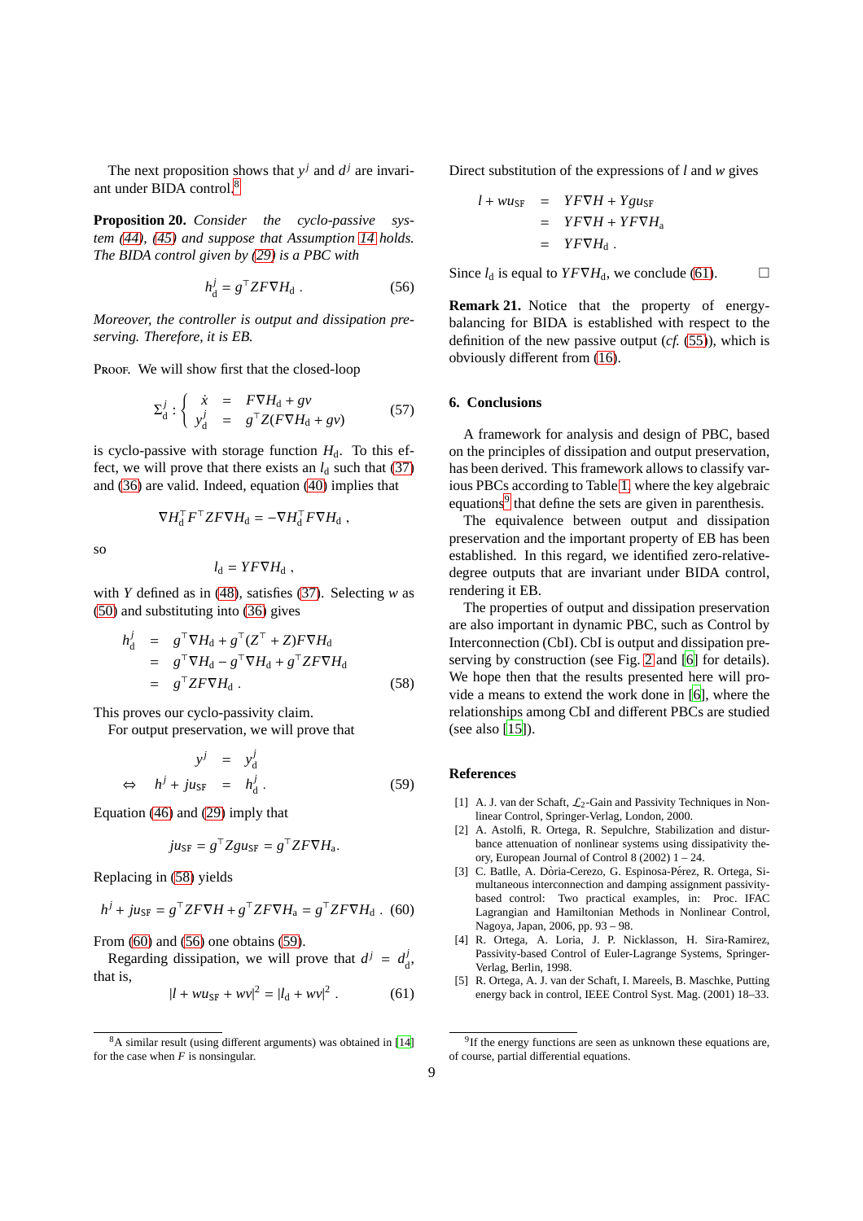The next proposition shows that $y^j$ and $d^j$ are invariant under BIDA control.[8]

**Proposition 20.** *Consider the cyclo-passive system (44), (45) and suppose that Assumption 14 holds. The BIDA control given by (29) is a PBC with*

$$h_{\rm d}^j = g^\top Z F \nabla H_{\rm d} \; . \tag{56}$$

*Moreover, the controller is output and dissipation preserving. Therefore, it is EB.*

Proof. We will show first that the closed-loop

$$\Sigma_{\rm d}^j : \left\{ \begin{array}{rcl} \dot{x} & = & F\nabla H_{\rm d} + gv \\ y_{\rm d}^j & = & g^\top Z(F\nabla H_{\rm d} + gv) \end{array} \right. \tag{57}$$

is cyclo-passive with storage function $H_{\rm d}$. To this effect, we will prove that there exists an $l_{\rm d}$ such that (37) and (36) are valid. Indeed, equation (40) implies that

$$\nabla H_{\rm d}^\top F^\top Z F \nabla H_{\rm d} = -\nabla H_{\rm d}^\top F \nabla H_{\rm d} \; ,$$

so

$$l_{\rm d} = YF\nabla H_{\rm d} \; ,$$

with $Y$ defined as in (48), satisfies (37). Selecting $w$ as (50) and substituting into (36) gives

$$\begin{aligned} h_{\rm d}^j &= g^\top \nabla H_{\rm d} + g^\top (Z^\top + Z) F \nabla H_{\rm d} \\ &= g^\top \nabla H_{\rm d} - g^\top \nabla H_{\rm d} + g^\top Z F \nabla H_{\rm d} \\ &= g^\top Z F \nabla H_{\rm d} \; . \end{aligned} \tag{58}$$

This proves our cyclo-passivity claim.

For output preservation, we will prove that

$$\begin{aligned} y^j &= y_{\rm d}^j \\ \Leftrightarrow \quad h^j + j u_{\rm SF} &= h_{\rm d}^j \; . \end{aligned} \tag{59}$$

Equation (46) and (29) imply that

$$j u_{\rm SF} = g^\top Z g u_{\rm SF} = g^\top Z F \nabla H_{\rm a}.$$

Replacing in (58) yields

$$h^j + j u_{\rm SF} = g^\top Z F \nabla H + g^\top Z F \nabla H_{\rm a} = g^\top Z F \nabla H_{\rm d} \; . \tag{60}$$

From (60) and (56) one obtains (59).

Regarding dissipation, we will prove that $d^j = d_{\rm d}^j$, that is,

$$|l + w u_{\rm SF} + wv|^2 = |l_{\rm d} + wv|^2 \; . \tag{61}$$

Direct substitution of the expressions of $l$ and $w$ gives

$$\begin{aligned} l + w u_{\rm SF} &= YF\nabla H + Y g u_{\rm SF} \\ &= YF\nabla H + YF\nabla H_{\rm a} \\ &= YF\nabla H_{\rm d} \; . \end{aligned}$$

Since $l_{\rm d}$ is equal to $YF\nabla H_{\rm d}$, we conclude (61). □

**Remark 21.** Notice that the property of energy-balancing for BIDA is established with respect to the definition of the new passive output (*cf.* (55)), which is obviously different from (16).

## 6. Conclusions

A framework for analysis and design of PBC, based on the principles of dissipation and output preservation, has been derived. This framework allows to classify various PBCs according to Table 1, where the key algebraic equations[9] that define the sets are given in parenthesis.

The equivalence between output and dissipation preservation and the important property of EB has been established. In this regard, we identified zero-relative-degree outputs that are invariant under BIDA control, rendering it EB.

The properties of output and dissipation preservation are also important in dynamic PBC, such as Control by Interconnection (CbI). CbI is output and dissipation preserving by construction (see Fig. 2 and [6] for details). We hope then that the results presented here will provide a means to extend the work done in [6], where the relationships among CbI and different PBCs are studied (see also [15]).

## References

[1] A. J. van der Schaft, $\mathcal{L}_2$-Gain and Passivity Techniques in Nonlinear Control, Springer-Verlag, London, 2000.

[2] A. Astolfi, R. Ortega, R. Sepulchre, Stabilization and disturbance attenuation of nonlinear systems using dissipativity theory, European Journal of Control 8 (2002) 1 – 24.

[3] C. Batlle, A. Dòria-Cerezo, G. Espinosa-Pérez, R. Ortega, Simultaneous interconnection and damping assignment passivity-based control: Two practical examples, in: Proc. IFAC Lagrangian and Hamiltonian Methods in Nonlinear Control, Nagoya, Japan, 2006, pp. 93 – 98.

[4] R. Ortega, A. Loria, J. P. Nicklasson, H. Sira-Ramirez, Passivity-based Control of Euler-Lagrange Systems, Springer-Verlag, Berlin, 1998.

[5] R. Ortega, A. J. van der Schaft, I. Mareels, B. Maschke, Putting energy back in control, IEEE Control Syst. Mag. (2001) 18–33.

[8] A similar result (using different arguments) was obtained in [14] for the case when $F$ is nonsingular.

[9] If the energy functions are seen as unknown these equations are, of course, partial differential equations.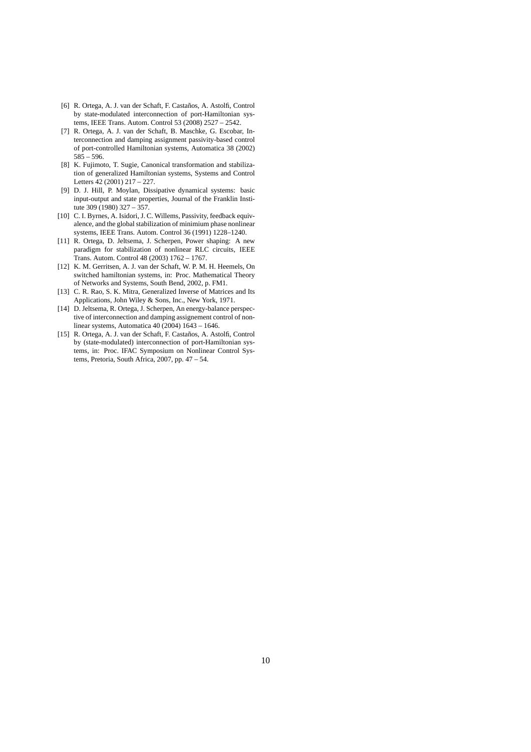[6] R. Ortega, A. J. van der Schaft, F. Castaños, A. Astolfi, Control by state-modulated interconnection of port-Hamiltonian systems, IEEE Trans. Autom. Control 53 (2008) 2527 – 2542.

[7] R. Ortega, A. J. van der Schaft, B. Maschke, G. Escobar, Interconnection and damping assignment passivity-based control of port-controlled Hamiltonian systems, Automatica 38 (2002) 585 – 596.

[8] K. Fujimoto, T. Sugie, Canonical transformation and stabilization of generalized Hamiltonian systems, Systems and Control Letters 42 (2001) 217 – 227.

[9] D. J. Hill, P. Moylan, Dissipative dynamical systems: basic input-output and state properties, Journal of the Franklin Institute 309 (1980) 327 – 357.

[10] C. I. Byrnes, A. Isidori, J. C. Willems, Passivity, feedback equivalence, and the global stabilization of minimium phase nonlinear systems, IEEE Trans. Autom. Control 36 (1991) 1228–1240.

[11] R. Ortega, D. Jeltsema, J. Scherpen, Power shaping: A new paradigm for stabilization of nonlinear RLC circuits, IEEE Trans. Autom. Control 48 (2003) 1762 – 1767.

[12] K. M. Gerritsen, A. J. van der Schaft, W. P. M. H. Heemels, On switched hamiltonian systems, in: Proc. Mathematical Theory of Networks and Systems, South Bend, 2002, p. FM1.

[13] C. R. Rao, S. K. Mitra, Generalized Inverse of Matrices and Its Applications, John Wiley & Sons, Inc., New York, 1971.

[14] D. Jeltsema, R. Ortega, J. Scherpen, An energy-balance perspective of interconnection and damping assignement control of nonlinear systems, Automatica 40 (2004) 1643 – 1646.

[15] R. Ortega, A. J. van der Schaft, F. Castaños, A. Astolfi, Control by (state-modulated) interconnection of port-Hamiltonian systems, in: Proc. IFAC Symposium on Nonlinear Control Systems, Pretoria, South Africa, 2007, pp. 47 – 54.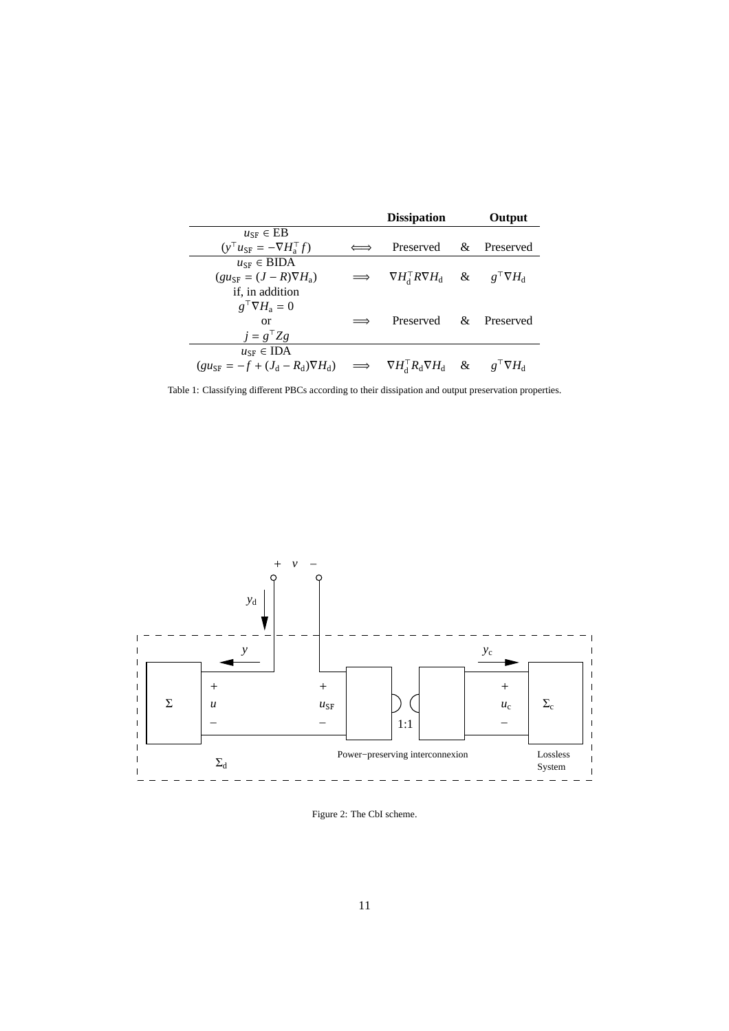| | | Dissipation | | Output |
|---|---|---|---|---|
| $u_{\rm SF} \in$ EB <br> $(y^\top u_{\rm SF} = -\nabla H_{\rm a}^\top f)$ | $\Longleftrightarrow$ | Preserved | & | Preserved |
| $u_{\rm SF} \in$ BIDA <br> $(g u_{\rm SF} = (J - R)\nabla H_{\rm a})$ | $\Longrightarrow$ | $\nabla H_{\rm d}^\top R \nabla H_{\rm d}$ | & | $g^\top \nabla H_{\rm d}$ |
| if, in addition <br> $g^\top \nabla H_{\rm a} = 0$ <br> or <br> $j = g^\top Z g$ | $\Longrightarrow$ | Preserved | & | Preserved |
| $u_{\rm SF} \in$ IDA <br> $(g u_{\rm SF} = -f + (J_{\rm d} - R_{\rm d})\nabla H_{\rm d})$ | $\Longrightarrow$ | $\nabla H_{\rm d}^\top R_{\rm d} \nabla H_{\rm d}$ | & | $g^\top \nabla H_{\rm d}$ |

Table 1: Classifying different PBCs according to their dissipation and output preservation properties.

+ $v$ −

$y_{\rm d}$

$y$

$y_{\rm c}$

$\Sigma$

+ $u$ −

+ $u_{\rm SF}$ −

1:1

+ $u_{\rm c}$ −

$\Sigma_{\rm c}$

$\Sigma_{\rm d}$

Power−preserving interconnexion

Lossless System

Figure 2: The CbI scheme.